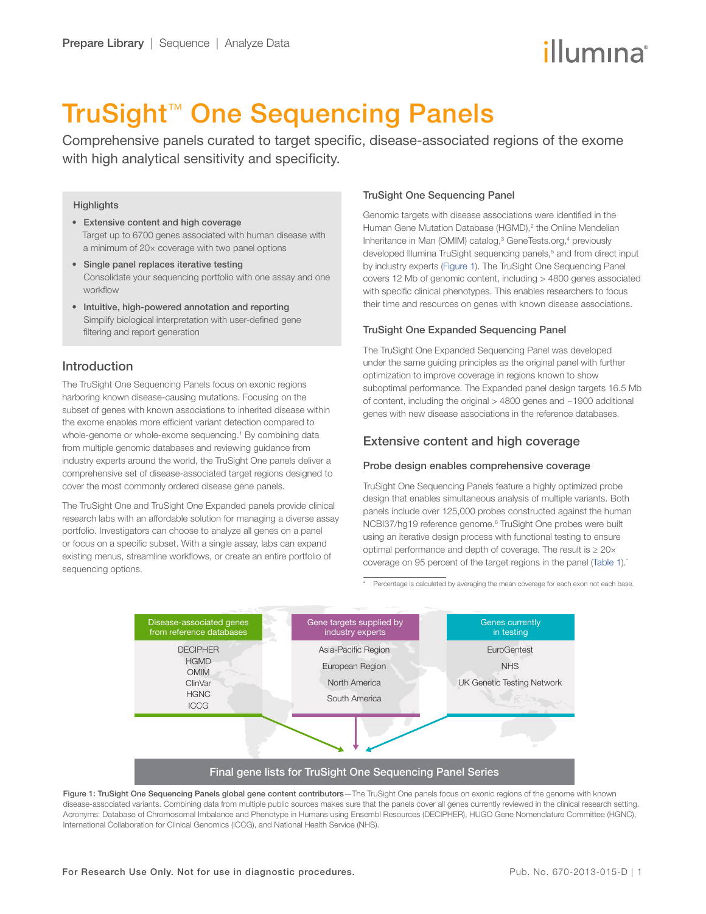# TruSight™ One Sequencing Panels

Comprehensive panels curated to target specific, disease-associated regions of the exome with high analytical sensitivity and specificity.

## Highlights

- **Extensive content and high coverage**
  Target up to 6700 genes associated with human disease with a minimum of 20× coverage with two panel options
- **Single panel replaces iterative testing**
  Consolidate your sequencing portfolio with one assay and one workflow
- **Intuitive, high-powered annotation and reporting**
  Simplify biological interpretation with user-defined gene filtering and report generation

## Introduction

The TruSight One Sequencing Panels focus on exonic regions harboring known disease-causing mutations. Focusing on the subset of genes with known associations to inherited disease within the exome enables more efficient variant detection compared to whole-genome or whole-exome sequencing.[1] By combining data from multiple genomic databases and reviewing guidance from industry experts around the world, the TruSight One panels deliver a comprehensive set of disease-associated target regions designed to cover the most commonly ordered disease gene panels.

The TruSight One and TruSight One Expanded panels provide clinical research labs with an affordable solution for managing a diverse assay portfolio. Investigators can choose to analyze all genes on a panel or focus on a specific subset. With a single assay, labs can expand existing menus, streamline workflows, or create an entire portfolio of sequencing options.

### TruSight One Sequencing Panel

Genomic targets with disease associations were identified in the Human Gene Mutation Database (HGMD),[2] the Online Mendelian Inheritance in Man (OMIM) catalog,[3] GeneTests.org,[4] previously developed Illumina TruSight sequencing panels,[5] and from direct input by industry experts (Figure 1). The TruSight One Sequencing Panel covers 12 Mb of genomic content, including > 4800 genes associated with specific clinical phenotypes. This enables researchers to focus their time and resources on genes with known disease associations.

### TruSight One Expanded Sequencing Panel

The TruSight One Expanded Sequencing Panel was developed under the same guiding principles as the original panel with further optimization to improve coverage in regions known to show suboptimal performance. The Expanded panel design targets 16.5 Mb of content, including the original > 4800 genes and ~1900 additional genes with new disease associations in the reference databases.

## Extensive content and high coverage

### Probe design enables comprehensive coverage

TruSight One Sequencing Panels feature a highly optimized probe design that enables simultaneous analysis of multiple variants. Both panels include over 125,000 probes constructed against the human NCBI37/hg19 reference genome.[6] TruSight One probes were built using an iterative design process with functional testing to ensure optimal performance and depth of coverage. The result is ≥ 20× coverage on 95 percent of the target regions in the panel (Table 1).*

\* Percentage is calculated by averaging the mean coverage for each exon not each base.

| Disease-associated genes from reference databases | Gene targets supplied by industry experts | Genes currently in testing |
|---|---|---|
| DECIPHER | Asia-Pacific Region | EuroGentest |
| HGMD | European Region | NHS |
| OMIM | North America | UK Genetic Testing Network |
| ClinVar | South America | |
| HGNC | | |
| ICCG | | |

Final gene lists for TruSight One Sequencing Panel Series

**Figure 1: TruSight One Sequencing Panels global gene content contributors**—The TruSight One panels focus on exonic regions of the genome with known disease-associated variants. Combining data from multiple public sources makes sure that the panels cover all genes currently reviewed in the clinical research setting. Acronyms: Database of Chromosomal Imbalance and Phenotype in Humans using Ensembl Resources (DECIPHER), HUGO Gene Nomenclature Committee (HGNC), International Collaboration for Clinical Genomics (ICCG), and National Health Service (NHS).

For Research Use Only. Not for use in diagnostic procedures.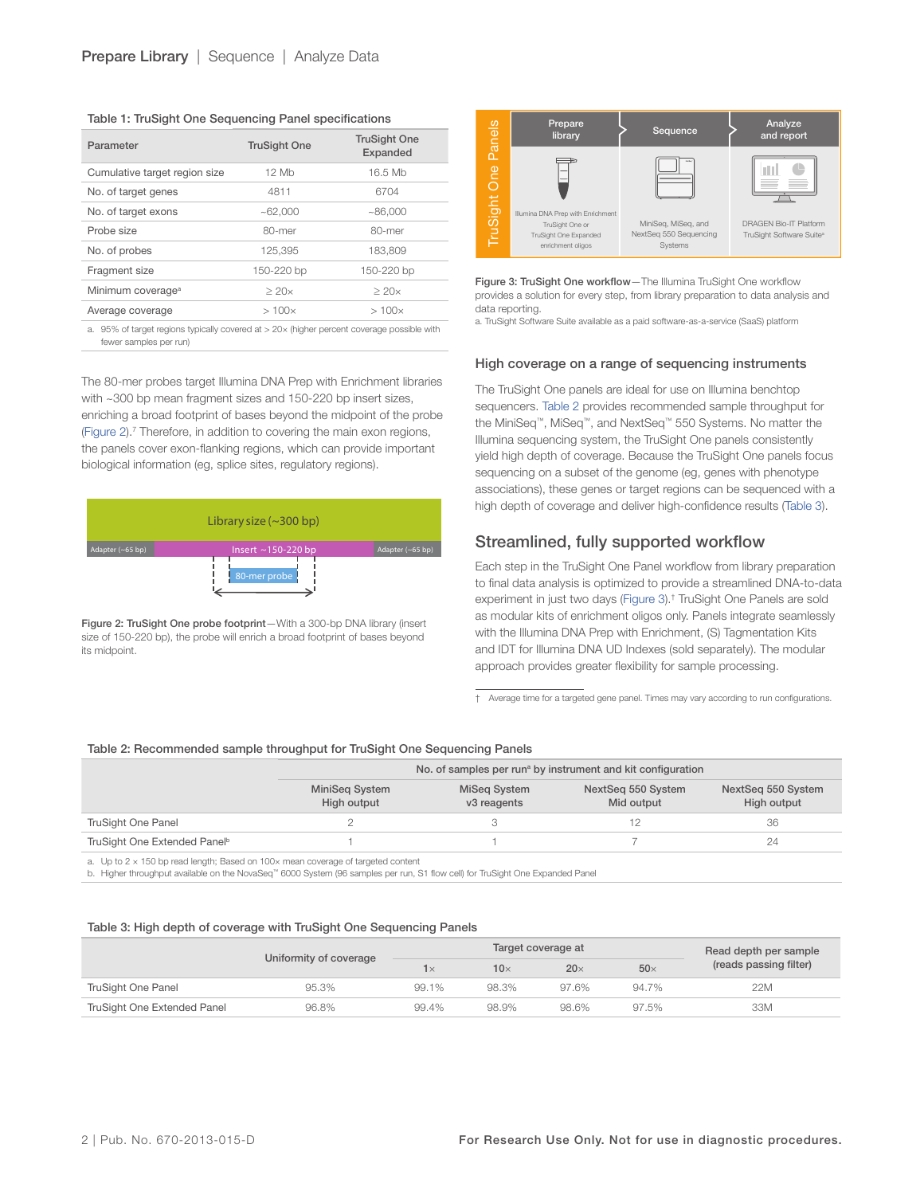Table 1: TruSight One Sequencing Panel specifications

| Parameter | TruSight One | TruSight One Expanded |
|---|---|---|
| Cumulative target region size | 12 Mb | 16.5 Mb |
| No. of target genes | 4811 | 6704 |
| No. of target exons | ~62,000 | ~86,000 |
| Probe size | 80-mer | 80-mer |
| No. of probes | 125,395 | 183,809 |
| Fragment size | 150-220 bp | 150-220 bp |
| Minimum coverage[a] | ≥ 20× | ≥ 20× |
| Average coverage | > 100× | > 100× |

a. 95% of target regions typically covered at > 20× (higher percent coverage possible with fewer samples per run)

The 80-mer probes target Illumina DNA Prep with Enrichment libraries with ~300 bp mean fragment sizes and 150-220 bp insert sizes, enriching a broad footprint of bases beyond the midpoint of the probe (Figure 2).[7] Therefore, in addition to covering the main exon regions, the panels cover exon-flanking regions, which can provide important biological information (eg, splice sites, regulatory regions).

Library size (~300 bp)

Adapter (~65 bp) | Insert ~150-220 bp | Adapter (~65 bp)

80-mer probe

**Figure 2: TruSight One probe footprint**—With a 300-bp DNA library (insert size of 150-220 bp), the probe will enrich a broad footprint of bases beyond its midpoint.

TruSight One Panels

| Prepare library | Sequence | Analyze and report |
|---|---|---|
| Illumina DNA Prep with Enrichment TruSight One or TruSight One Expanded enrichment oligos | MiniSeq, MiSeq, and NextSeq 550 Sequencing Systems | DRAGEN Bio-IT Platform TruSight Software Suite[a] |

**Figure 3: TruSight One workflow**—The Illumina TruSight One workflow provides a solution for every step, from library preparation to data analysis and data reporting.

a. TruSight Software Suite available as a paid software-as-a-service (SaaS) platform

### High coverage on a range of sequencing instruments

The TruSight One panels are ideal for use on Illumina benchtop sequencers. Table 2 provides recommended sample throughput for the MiniSeq™, MiSeq™, and NextSeq™ 550 Systems. No matter the Illumina sequencing system, the TruSight One panels consistently yield high depth of coverage. Because the TruSight One panels focus sequencing on a subset of the genome (eg, genes with phenotype associations), these genes or target regions can be sequenced with a high depth of coverage and deliver high-confidence results (Table 3).

## Streamlined, fully supported workflow

Each step in the TruSight One Panel workflow from library preparation to final data analysis is optimized to provide a streamlined DNA-to-data experiment in just two days (Figure 3).† TruSight One Panels are sold as modular kits of enrichment oligos only. Panels integrate seamlessly with the Illumina DNA Prep with Enrichment, (S) Tagmentation Kits and IDT for Illumina DNA UD Indexes (sold separately). The modular approach provides greater flexibility for sample processing.

† Average time for a targeted gene panel. Times may vary according to run configurations.

Table 2: Recommended sample throughput for TruSight One Sequencing Panels

| | No. of samples per run[a] by instrument and kit configuration | | | |
|---|---|---|---|---|
| | MiniSeq System High output | MiSeq System v3 reagents | NextSeq 550 System Mid output | NextSeq 550 System High output |
| TruSight One Panel | 2 | 3 | 12 | 36 |
| TruSight One Extended Panel[b] | 1 | 1 | 7 | 24 |

a. Up to 2 × 150 bp read length; Based on 100× mean coverage of targeted content
b. Higher throughput available on the NovaSeq™ 6000 System (96 samples per run, S1 flow cell) for TruSight One Expanded Panel

Table 3: High depth of coverage with TruSight One Sequencing Panels

| | Uniformity of coverage | Target coverage at | | | | Read depth per sample (reads passing filter) |
|---|---|---|---|---|---|---|
| | | 1× | 10× | 20× | 50× | |
| TruSight One Panel | 95.3% | 99.1% | 98.3% | 97.6% | 94.7% | 22M |
| TruSight One Extended Panel | 96.8% | 99.4% | 98.9% | 98.6% | 97.5% | 33M |

For Research Use Only. Not for use in diagnostic procedures.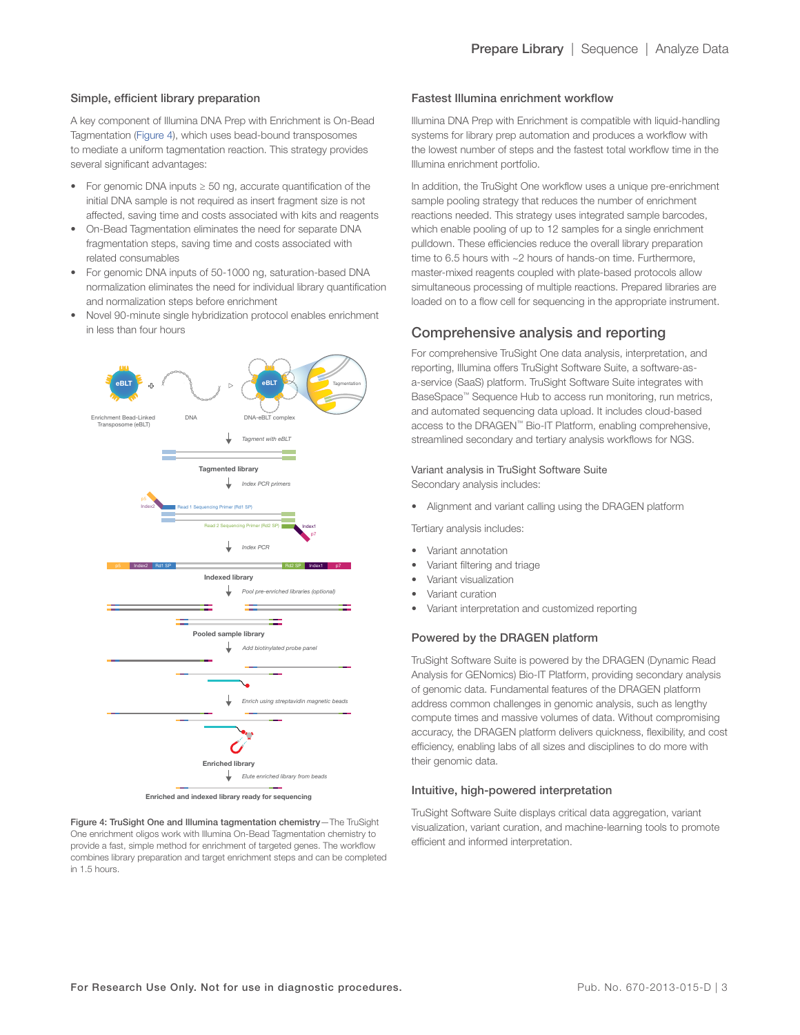### Simple, efficient library preparation

A key component of Illumina DNA Prep with Enrichment is On-Bead Tagmentation (Figure 4), which uses bead-bound transposomes to mediate a uniform tagmentation reaction. This strategy provides several significant advantages:

- For genomic DNA inputs ≥ 50 ng, accurate quantification of the initial DNA sample is not required as insert fragment size is not affected, saving time and costs associated with kits and reagents
- On-Bead Tagmentation eliminates the need for separate DNA fragmentation steps, saving time and costs associated with related consumables
- For genomic DNA inputs of 50-1000 ng, saturation-based DNA normalization eliminates the need for individual library quantification and normalization steps before enrichment
- Novel 90-minute single hybridization protocol enables enrichment in less than four hours

**Figure 4: TruSight One and Illumina tagmentation chemistry**—The TruSight One enrichment oligos work with Illumina On-Bead Tagmentation chemistry to provide a fast, simple method for enrichment of targeted genes. The workflow combines library preparation and target enrichment steps and can be completed in 1.5 hours.

### Fastest Illumina enrichment workflow

Illumina DNA Prep with Enrichment is compatible with liquid-handling systems for library prep automation and produces a workflow with the lowest number of steps and the fastest total workflow time in the Illumina enrichment portfolio.

In addition, the TruSight One workflow uses a unique pre-enrichment sample pooling strategy that reduces the number of enrichment reactions needed. This strategy uses integrated sample barcodes, which enable pooling of up to 12 samples for a single enrichment pulldown. These efficiencies reduce the overall library preparation time to 6.5 hours with ~2 hours of hands-on time. Furthermore, master-mixed reagents coupled with plate-based protocols allow simultaneous processing of multiple reactions. Prepared libraries are loaded on to a flow cell for sequencing in the appropriate instrument.

## Comprehensive analysis and reporting

For comprehensive TruSight One data analysis, interpretation, and reporting, Illumina offers TruSight Software Suite, a software-as-a-service (SaaS) platform. TruSight Software Suite integrates with BaseSpace™ Sequence Hub to access run monitoring, run metrics, and automated sequencing data upload. It includes cloud-based access to the DRAGEN™ Bio-IT Platform, enabling comprehensive, streamlined secondary and tertiary analysis workflows for NGS.

### Variant analysis in TruSight Software Suite

Secondary analysis includes:

- Alignment and variant calling using the DRAGEN platform

Tertiary analysis includes:

- Variant annotation
- Variant filtering and triage
- Variant visualization
- Variant curation
- Variant interpretation and customized reporting

### Powered by the DRAGEN platform

TruSight Software Suite is powered by the DRAGEN (Dynamic Read Analysis for GENomics) Bio-IT Platform, providing secondary analysis of genomic data. Fundamental features of the DRAGEN platform address common challenges in genomic analysis, such as lengthy compute times and massive volumes of data. Without compromising accuracy, the DRAGEN platform delivers quickness, flexibility, and cost efficiency, enabling labs of all sizes and disciplines to do more with their genomic data.

### Intuitive, high-powered interpretation

TruSight Software Suite displays critical data aggregation, variant visualization, variant curation, and machine-learning tools to promote efficient and informed interpretation.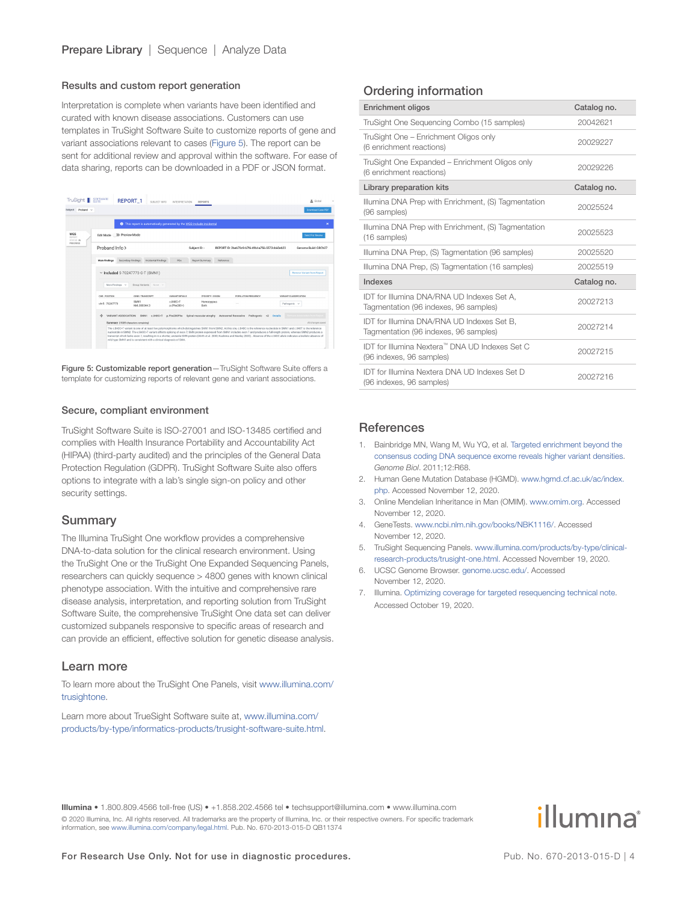Prepare Library | Sequence | Analyze Data

### Results and custom report generation

Interpretation is complete when variants have been identified and curated with known disease associations. Customers can use templates in TruSight Software Suite to customize reports of gene and variant associations relevant to cases (Figure 5). The report can be sent for additional review and approval within the software. For ease of data sharing, reports can be downloaded in a PDF or JSON format.

**Figure 5: Customizable report generation**—TruSight Software Suite offers a template for customizing reports of relevant gene and variant associations.

### Secure, compliant environment

TruSight Software Suite is ISO-27001 and ISO-13485 certified and complies with Health Insurance Portability and Accountability Act (HIPAA) (third-party audited) and the principles of the General Data Protection Regulation (GDPR). TruSight Software Suite also offers options to integrate with a lab's single sign-on policy and other security settings.

## Summary

The Illumina TruSight One workflow provides a comprehensive DNA-to-data solution for the clinical research environment. Using the TruSight One or the TruSight One Expanded Sequencing Panels, researchers can quickly sequence > 4800 genes with known clinical phenotype association. With the intuitive and comprehensive rare disease analysis, interpretation, and reporting solution from TruSight Software Suite, the comprehensive TruSight One data set can deliver customized subpanels responsive to specific areas of research and can provide an efficient, effective solution for genetic disease analysis.

## Learn more

To learn more about the TruSight One Panels, visit www.illumina.com/trusightone.

Learn more about TrueSight Software suite at, www.illumina.com/products/by-type/informatics-products/trusight-software-suite.html.

## Ordering information

| Enrichment oligos | Catalog no. |
|---|---|
| TruSight One Sequencing Combo (15 samples) | 20042621 |
| TruSight One – Enrichment Oligos only (6 enrichment reactions) | 20029227 |
| TruSight One Expanded – Enrichment Oligos only (6 enrichment reactions) | 20029226 |
| **Library preparation kits** | **Catalog no.** |
| Illumina DNA Prep with Enrichment, (S) Tagmentation (96 samples) | 20025524 |
| Illumina DNA Prep with Enrichment, (S) Tagmentation (16 samples) | 20025523 |
| Illumina DNA Prep, (S) Tagmentation (96 samples) | 20025520 |
| Illumina DNA Prep, (S) Tagmentation (16 samples) | 20025519 |
| **Indexes** | **Catalog no.** |
| IDT for Illumina DNA/RNA UD Indexes Set A, Tagmentation (96 indexes, 96 samples) | 20027213 |
| IDT for Illumina DNA/RNA UD Indexes Set B, Tagmentation (96 indexes, 96 samples) | 20027214 |
| IDT for Illumina Nextera™ DNA UD Indexes Set C (96 indexes, 96 samples) | 20027215 |
| IDT for Illumina Nextera DNA UD Indexes Set D (96 indexes, 96 samples) | 20027216 |

## References

1. Bainbridge MN, Wang M, Wu YQ, et al. Targeted enrichment beyond the consensus coding DNA sequence exome reveals higher variant densities. *Genome Biol*. 2011;12:R68.
2. Human Gene Mutation Database (HGMD). www.hgmd.cf.ac.uk/ac/index.php. Accessed November 12, 2020.
3. Online Mendelian Inheritance in Man (OMIM). www.omim.org. Accessed November 12, 2020.
4. GeneTests. www.ncbi.nlm.nih.gov/books/NBK1116/. Accessed November 12, 2020.
5. TruSight Sequencing Panels. www.illumina.com/products/by-type/clinical-research-products/trusight-one.html. Accessed November 19, 2020.
6. UCSC Genome Browser. genome.ucsc.edu/. Accessed November 12, 2020.
7. Illumina. Optimizing coverage for targeted resequencing technical note. Accessed October 19, 2020.

**Illumina** • 1.800.809.4566 toll-free (US) • +1.858.202.4566 tel • techsupport@illumina.com • www.illumina.com

© 2020 Illumina, Inc. All rights reserved. All trademarks are the property of Illumina, Inc. or their respective owners. For specific trademark information, see www.illumina.com/company/legal.html. Pub. No. 670-2013-015-D QB11374

For Research Use Only. Not for use in diagnostic procedures.